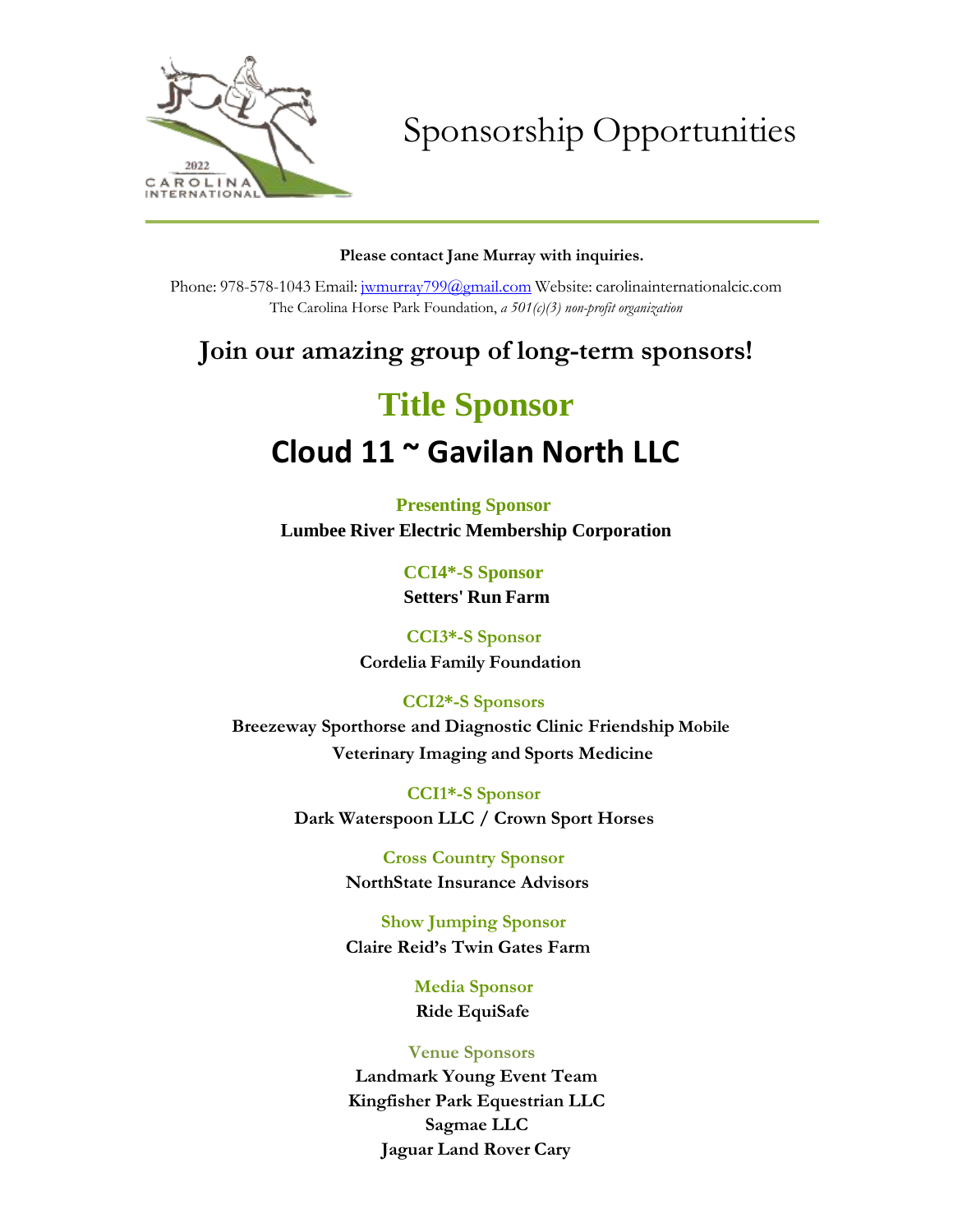# Sponsorship Opportunities

**Please contact Jane Murray with inquiries.**

Phone: 978-578-1043 Email: jwmurray799@gmail.com Website: carolinainternationalcic.com
The Carolina Horse Park Foundation, *a 501(c)(3) non-profit organization*

## Join our amazing group of long-term sponsors!

## Title Sponsor

## Cloud 11 ~ Gavilan North LLC

**Presenting Sponsor**
**Lumbee River Electric Membership Corporation**

**CCI4*-S Sponsor**
**Setters' Run Farm**

**CCI3*-S Sponsor**
**Cordelia Family Foundation**

**CCI2*-S Sponsors**
**Breezeway Sporthorse and Diagnostic Clinic Friendship Mobile Veterinary Imaging and Sports Medicine**

**CCI1*-S Sponsor**
**Dark Waterspoon LLC / Crown Sport Horses**

**Cross Country Sponsor**
**NorthState Insurance Advisors**

**Show Jumping Sponsor**
**Claire Reid's Twin Gates Farm**

**Media Sponsor**
**Ride EquiSafe**

**Venue Sponsors**
**Landmark Young Event Team**
**Kingfisher Park Equestrian LLC**
**Sagmae LLC**
**Jaguar Land Rover Cary**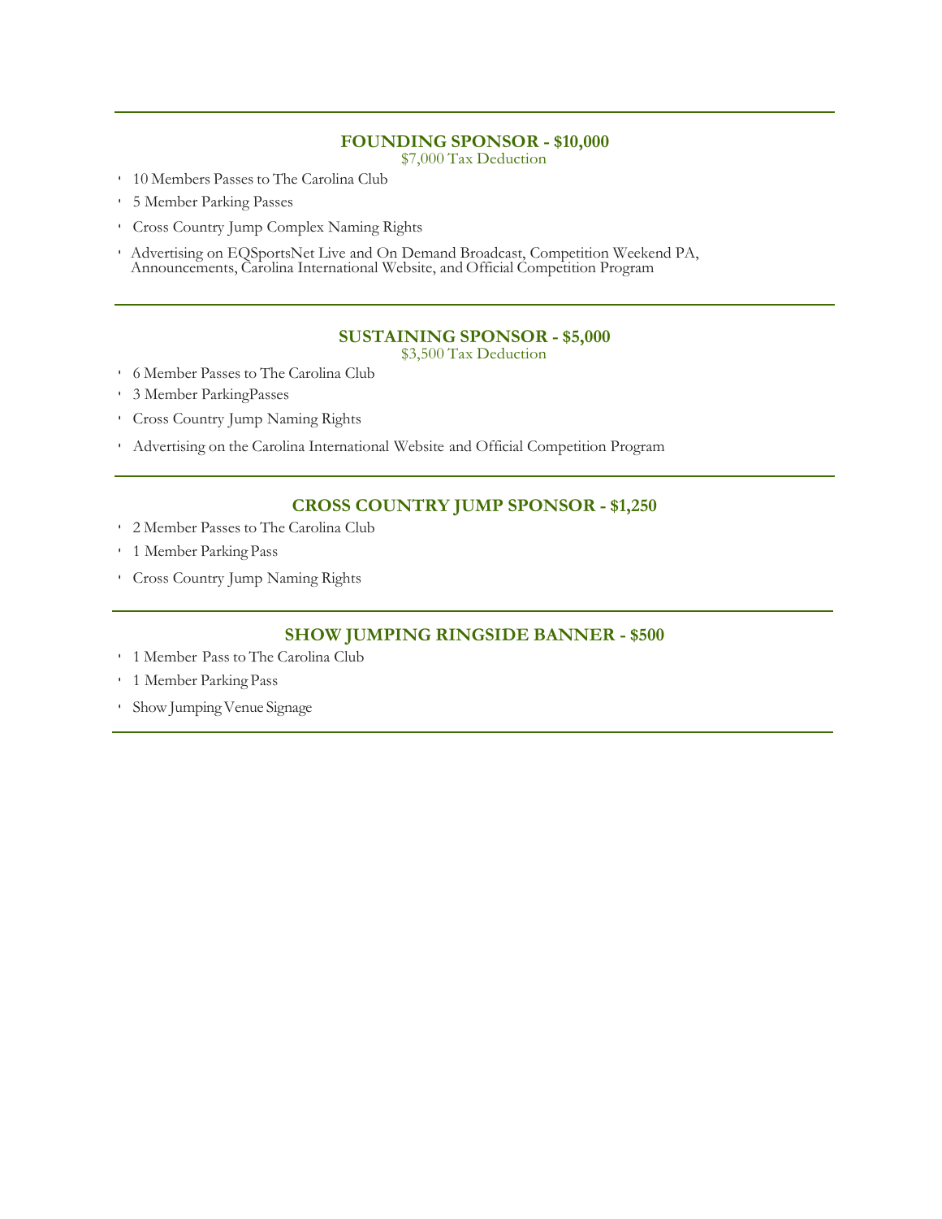## FOUNDING SPONSOR - $10,000

$7,000 Tax Deduction

- 10 Members Passes to The Carolina Club
- 5 Member Parking Passes
- Cross Country Jump Complex Naming Rights
- Advertising on EQSportsNet Live and On Demand Broadcast, Competition Weekend PA, Announcements, Carolina International Website, and Official Competition Program

## SUSTAINING SPONSOR - $5,000

$3,500 Tax Deduction

- 6 Member Passes to The Carolina Club
- 3 Member ParkingPasses
- Cross Country Jump Naming Rights
- Advertising on the Carolina International Website and Official Competition Program

## CROSS COUNTRY JUMP SPONSOR - $1,250

- 2 Member Passes to The Carolina Club
- 1 Member Parking Pass
- Cross Country Jump Naming Rights

## SHOW JUMPING RINGSIDE BANNER - $500

- 1 Member Pass to The Carolina Club
- 1 Member Parking Pass
- Show Jumping Venue Signage